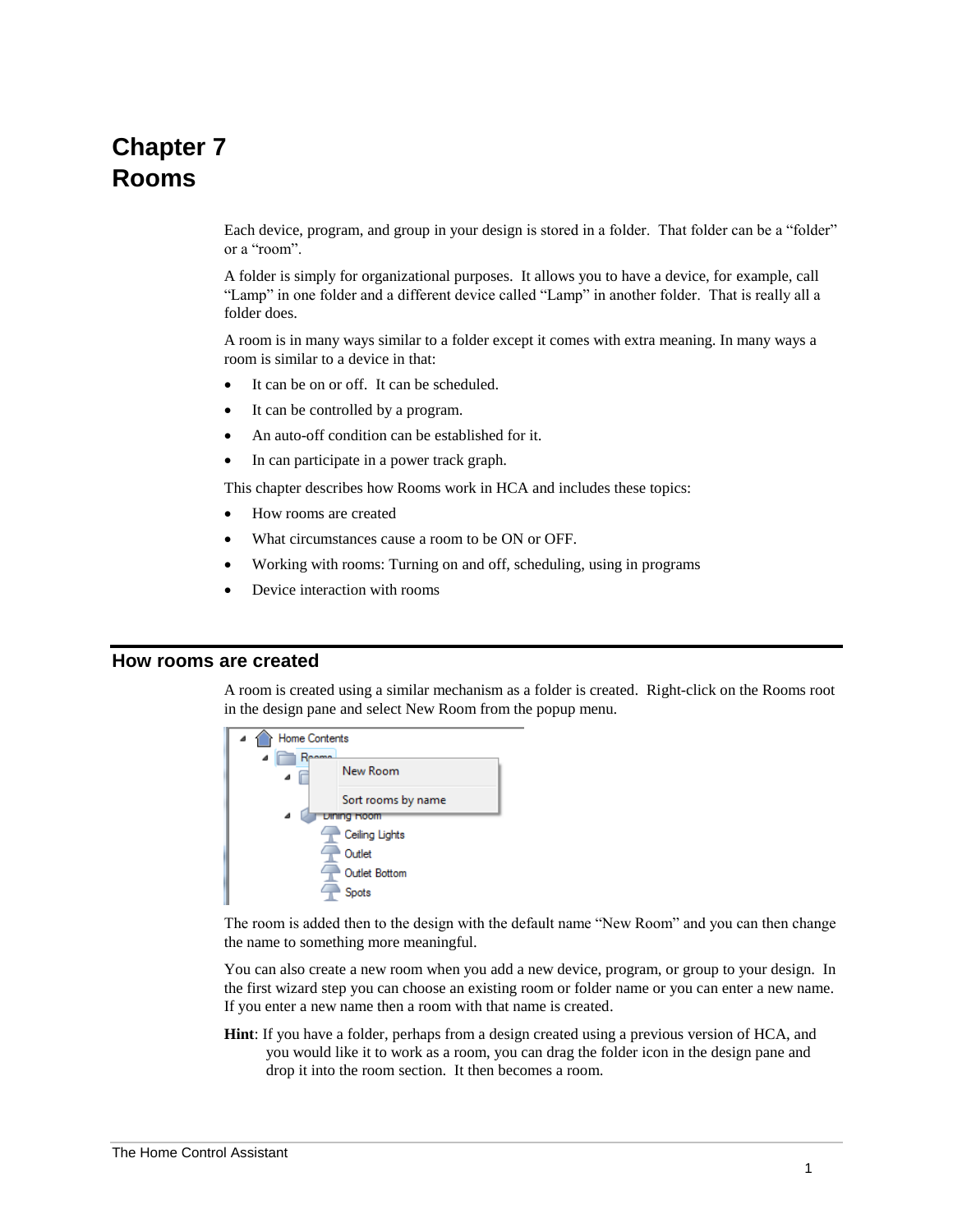# Chapter 7
# Rooms

Each device, program, and group in your design is stored in a folder. That folder can be a "folder" or a "room".

A folder is simply for organizational purposes. It allows you to have a device, for example, call "Lamp" in one folder and a different device called "Lamp" in another folder. That is really all a folder does.

A room is in many ways similar to a folder except it comes with extra meaning. In many ways a room is similar to a device in that:

- It can be on or off. It can be scheduled.
- It can be controlled by a program.
- An auto-off condition can be established for it.
- In can participate in a power track graph.

This chapter describes how Rooms work in HCA and includes these topics:

- How rooms are created
- What circumstances cause a room to be ON or OFF.
- Working with rooms: Turning on and off, scheduling, using in programs
- Device interaction with rooms

## How rooms are created

A room is created using a similar mechanism as a folder is created. Right-click on the Rooms root in the design pane and select New Room from the popup menu.

The room is added then to the design with the default name "New Room" and you can then change the name to something more meaningful.

You can also create a new room when you add a new device, program, or group to your design. In the first wizard step you can choose an existing room or folder name or you can enter a new name. If you enter a new name then a room with that name is created.

**Hint**: If you have a folder, perhaps from a design created using a previous version of HCA, and you would like it to work as a room, you can drag the folder icon in the design pane and drop it into the room section. It then becomes a room.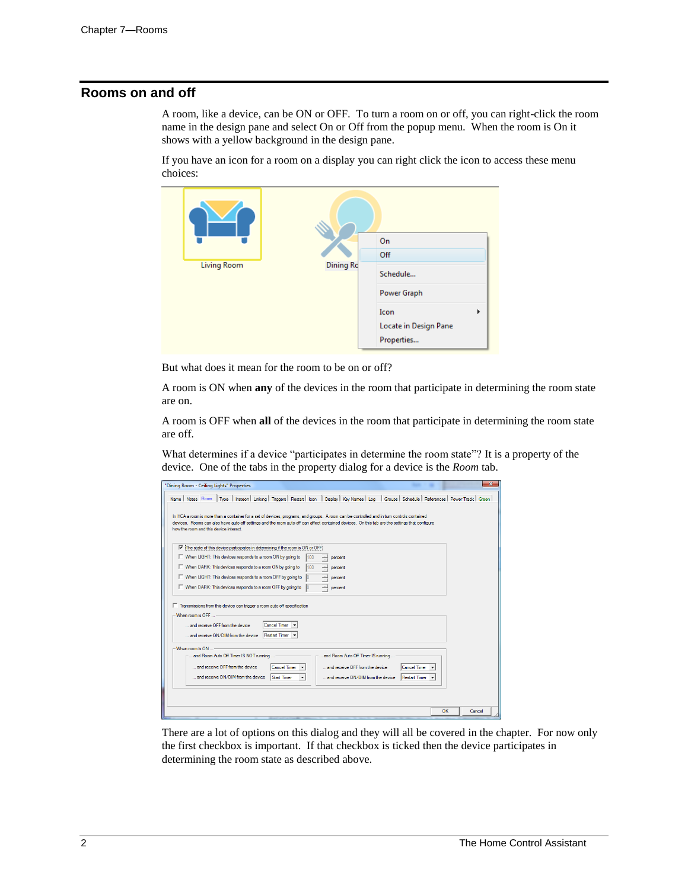## Rooms on and off

A room, like a device, can be ON or OFF. To turn a room on or off, you can right-click the room name in the design pane and select On or Off from the popup menu. When the room is On it shows with a yellow background in the design pane.

If you have an icon for a room on a display you can right click the icon to access these menu choices:

But what does it mean for the room to be on or off?

A room is ON when **any** of the devices in the room that participate in determining the room state are on.

A room is OFF when **all** of the devices in the room that participate in determining the room state are off.

What determines if a device "participates in determine the room state"? It is a property of the device. One of the tabs in the property dialog for a device is the *Room* tab.

There are a lot of options on this dialog and they will all be covered in the chapter. For now only the first checkbox is important. If that checkbox is ticked then the device participates in determining the room state as described above.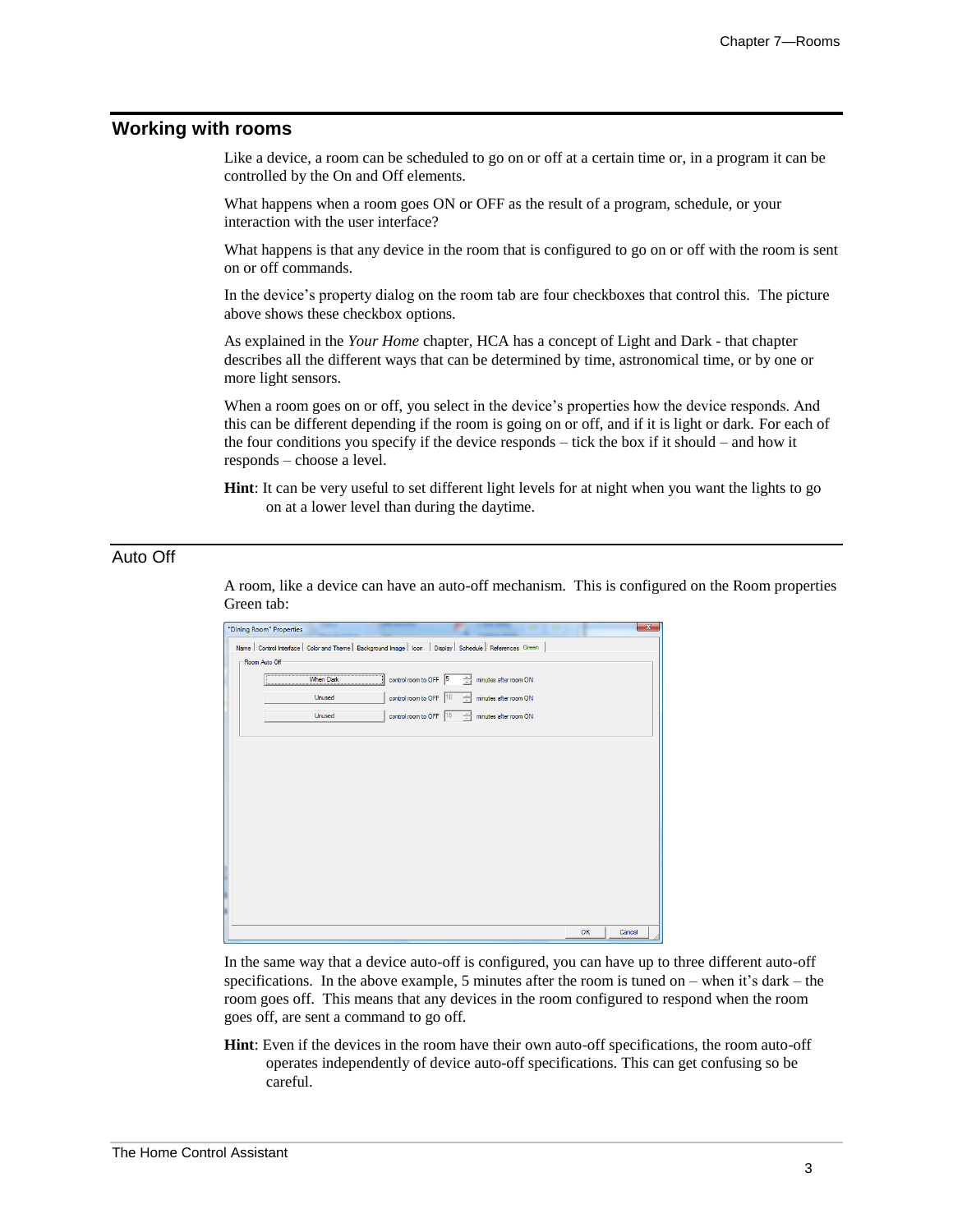## Working with rooms

Like a device, a room can be scheduled to go on or off at a certain time or, in a program it can be controlled by the On and Off elements.

What happens when a room goes ON or OFF as the result of a program, schedule, or your interaction with the user interface?

What happens is that any device in the room that is configured to go on or off with the room is sent on or off commands.

In the device's property dialog on the room tab are four checkboxes that control this. The picture above shows these checkbox options.

As explained in the *Your Home* chapter, HCA has a concept of Light and Dark - that chapter describes all the different ways that can be determined by time, astronomical time, or by one or more light sensors.

When a room goes on or off, you select in the device's properties how the device responds. And this can be different depending if the room is going on or off, and if it is light or dark. For each of the four conditions you specify if the device responds – tick the box if it should – and how it responds – choose a level.

**Hint**: It can be very useful to set different light levels for at night when you want the lights to go on at a lower level than during the daytime.

### Auto Off

A room, like a device can have an auto-off mechanism. This is configured on the Room properties Green tab:

In the same way that a device auto-off is configured, you can have up to three different auto-off specifications. In the above example, 5 minutes after the room is tuned on – when it's dark – the room goes off. This means that any devices in the room configured to respond when the room goes off, are sent a command to go off.

**Hint**: Even if the devices in the room have their own auto-off specifications, the room auto-off operates independently of device auto-off specifications. This can get confusing so be careful.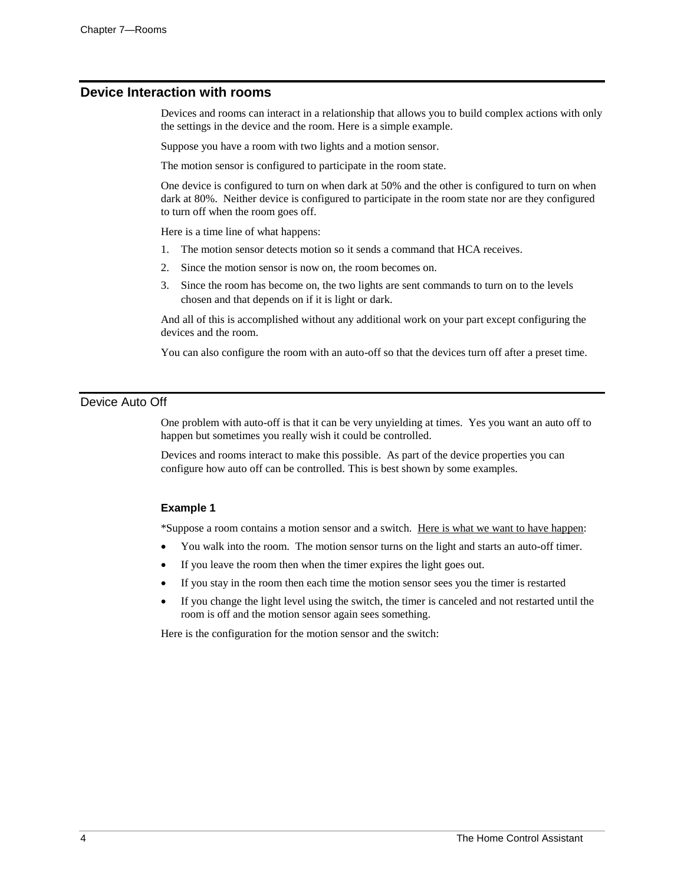## Device Interaction with rooms

Devices and rooms can interact in a relationship that allows you to build complex actions with only the settings in the device and the room. Here is a simple example.

Suppose you have a room with two lights and a motion sensor.

The motion sensor is configured to participate in the room state.

One device is configured to turn on when dark at 50% and the other is configured to turn on when dark at 80%. Neither device is configured to participate in the room state nor are they configured to turn off when the room goes off.

Here is a time line of what happens:

1. The motion sensor detects motion so it sends a command that HCA receives.
2. Since the motion sensor is now on, the room becomes on.
3. Since the room has become on, the two lights are sent commands to turn on to the levels chosen and that depends on if it is light or dark.

And all of this is accomplished without any additional work on your part except configuring the devices and the room.

You can also configure the room with an auto-off so that the devices turn off after a preset time.

## Device Auto Off

One problem with auto-off is that it can be very unyielding at times. Yes you want an auto off to happen but sometimes you really wish it could be controlled.

Devices and rooms interact to make this possible. As part of the device properties you can configure how auto off can be controlled. This is best shown by some examples.

### Example 1

*Suppose a room contains a motion sensor and a switch. Here is what we want to have happen:

- You walk into the room. The motion sensor turns on the light and starts an auto-off timer.
- If you leave the room then when the timer expires the light goes out.
- If you stay in the room then each time the motion sensor sees you the timer is restarted
- If you change the light level using the switch, the timer is canceled and not restarted until the room is off and the motion sensor again sees something.

Here is the configuration for the motion sensor and the switch: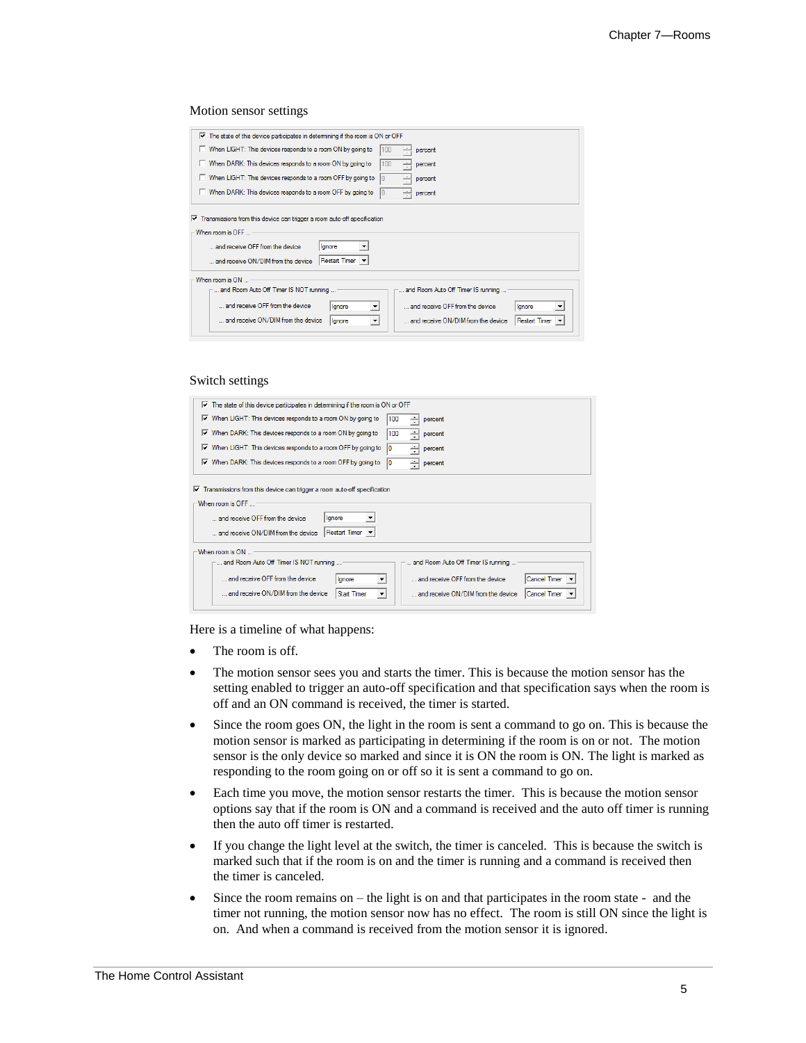Motion sensor settings

- [x] The state of the device participates in determining if the room is ON or OFF
- [ ] When LIGHT: The devices responds to a room ON by going to 100 percent
- [ ] When DARK: This devices responds to a room ON by going to 100 percent
- [ ] When LIGHT: The devices responds to a room OFF by going to 0 percent
- [ ] When DARK: This devices responds to a room OFF by going to 0 percent

- [x] Transmissions from this device can trigger a room auto off specification

When room is OFF ...

- ... and receive OFF from the device: Ignore
- ... and receive ON/DIM from the device: Restart Timer

When room is ON ...

| ... and Room Auto Off Timer IS NOT running ... | | ... and Room Auto Off Timer IS running ... | |
|---|---|---|---|
| ... and receive OFF from the device | Ignore | ... and receive OFF from the device | Ignore |
| ... and receive ON/DIM from the device | Ignore | ... and receive ON/DIM from the device | Restart Timer |

Switch settings

- [x] The state of this device participates in determining if the room is ON or OFF
- [x] When LIGHT: This devices responds to a room ON by going to 100 percent
- [x] When DARK: This devices responds to a room ON by going to 100 percent
- [x] When LIGHT: This devices responds to a room OFF by going to 0 percent
- [x] When DARK: This devices responds to a room OFF by going to 0 percent

- [x] Transmissions from this device can trigger a room auto-off specification

When room is OFF ...

- ... and receive OFF from the device: Ignore
- ... and receive ON/DIM from the device: Restart Timer

When room is ON ...

| ... and Room Auto Off Timer IS NOT running ... | | ... and Room Auto Off Timer IS running ... | |
|---|---|---|---|
| ... and receive OFF from the device | Ignore | ... and receive OFF from the device | Cancel Timer |
| ... and receive ON/DIM from the device | Start Timer | ... and receive ON/DIM from the device | Cancel Timer |

Here is a timeline of what happens:

- The room is off.
- The motion sensor sees you and starts the timer. This is because the motion sensor has the setting enabled to trigger an auto-off specification and that specification says when the room is off and an ON command is received, the timer is started.
- Since the room goes ON, the light in the room is sent a command to go on. This is because the motion sensor is marked as participating in determining if the room is on or not. The motion sensor is the only device so marked and since it is ON the room is ON. The light is marked as responding to the room going on or off so it is sent a command to go on.
- Each time you move, the motion sensor restarts the timer. This is because the motion sensor options say that if the room is ON and a command is received and the auto off timer is running then the auto off timer is restarted.
- If you change the light level at the switch, the timer is canceled. This is because the switch is marked such that if the room is on and the timer is running and a command is received then the timer is canceled.
- Since the room remains on – the light is on and that participates in the room state - and the timer not running, the motion sensor now has no effect. The room is still ON since the light is on. And when a command is received from the motion sensor it is ignored.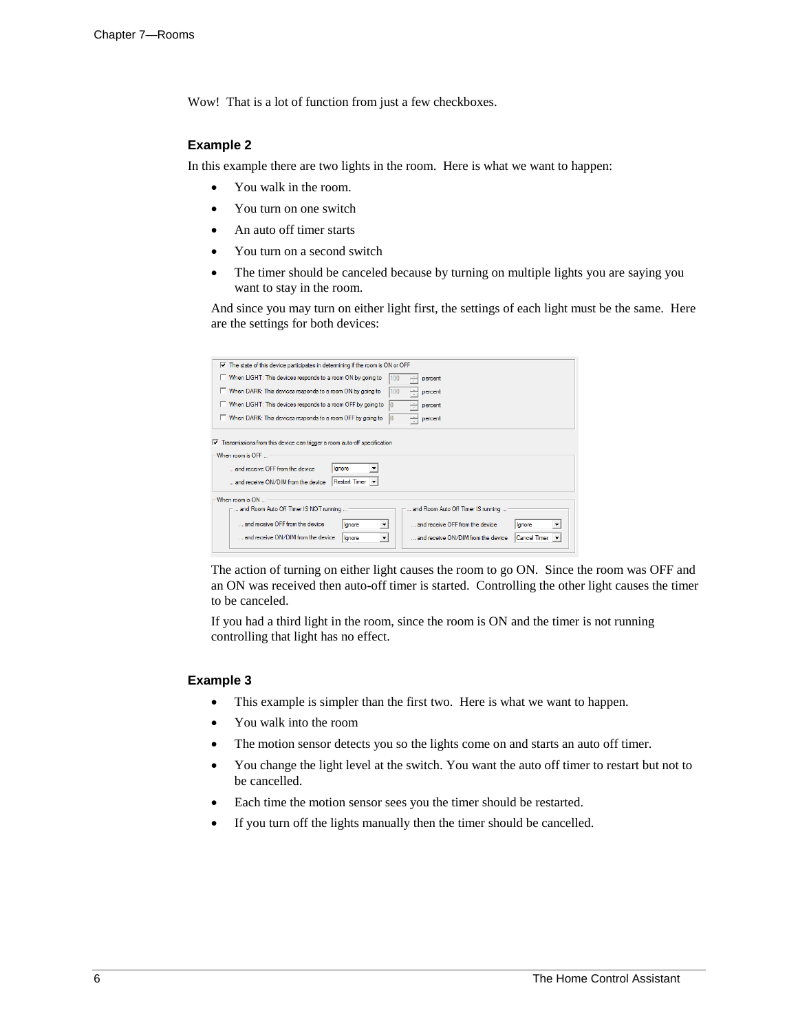Wow! That is a lot of function from just a few checkboxes.

### Example 2

In this example there are two lights in the room. Here is what we want to happen:

- You walk in the room.
- You turn on one switch
- An auto off timer starts
- You turn on a second switch
- The timer should be canceled because by turning on multiple lights you are saying you want to stay in the room.

And since you may turn on either light first, the settings of each light must be the same. Here are the settings for both devices:

- [x] The state of this device participates in determining if the room is ON or OFF
- [ ] When LIGHT: This devices responds to a room ON by going to 100 percent
- [ ] When DARK: This devices responds to a room ON by going to 100 percent
- [ ] When LIGHT: This devices responds to a room OFF by going to 0 percent
- [ ] When DARK: This devices responds to a room OFF by going to 0 percent

- [x] Transmissions from this device can trigger a room auto-off specification

When room is OFF ...
- ... and receive OFF from the device: Ignore
- ... and receive ON/DIM from the device: Restart Timer

When room is ON ...

| ... and Room Auto Off Timer IS NOT running ... | | ... and Room Auto Off Timer IS running ... | |
|---|---|---|---|
| ... and receive OFF from the device | Ignore | ... and receive OFF from the device | Ignore |
| ... and receive ON/DIM from the device | Ignore | ... and receive ON/DIM from the device | Cancel Timer |

The action of turning on either light causes the room to go ON. Since the room was OFF and an ON was received then auto-off timer is started. Controlling the other light causes the timer to be canceled.

If you had a third light in the room, since the room is ON and the timer is not running controlling that light has no effect.

### Example 3

- This example is simpler than the first two. Here is what we want to happen.
- You walk into the room
- The motion sensor detects you so the lights come on and starts an auto off timer.
- You change the light level at the switch. You want the auto off timer to restart but not to be cancelled.
- Each time the motion sensor sees you the timer should be restarted.
- If you turn off the lights manually then the timer should be cancelled.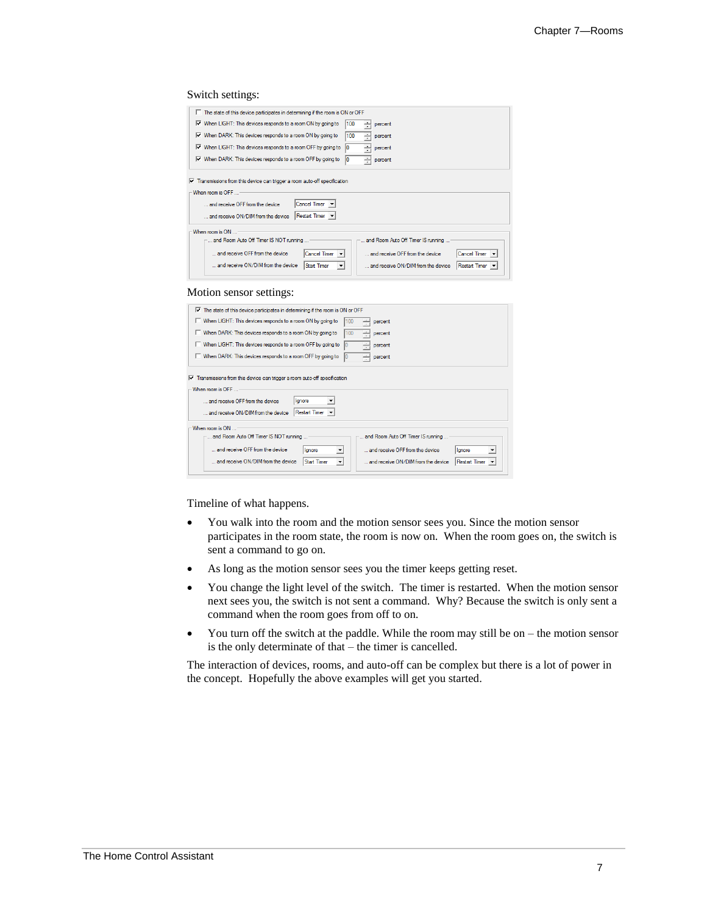Switch settings:

- ☐ The state of this device participates in determining if the room is ON or OFF
- ☑ When LIGHT: This devices responds to a room ON by going to 100 percent
- ☑ When DARK: This devices responds to a room ON by going to 100 percent
- ☑ When LIGHT: This devices responds to a room OFF by going to 0 percent
- ☑ When DARK: This devices responds to a room OFF by going to 0 percent

☑ Transmissions from this device can trigger a room auto-off specification

When room is OFF ...

- ... and receive OFF from the device: Cancel Timer
- ... and receive ON/DIM from the device: Restart Timer

When room is ON ...

| ... and Room Auto Off Timer IS NOT running ... | | ... and Room Auto Off Timer IS running ... | |
|---|---|---|---|
| ... and receive OFF from the device | Cancel Timer | ... and receive OFF from the device | Cancel Timer |
| ... and receive ON/DIM from the device | Start Timer | ... and receive ON/DIM from the device | Restart Timer |

Motion sensor settings:

- ☑ The state of this device participates in determining if the room is ON or OFF
- ☐ When LIGHT: This devices responds to a room ON by going to 100 percent
- ☐ When DARK: This devices responds to a room ON by going to 100 percent
- ☐ When LIGHT: This devices responds to a room OFF by going to 0 percent
- ☐ When DARK: This devices responds to a room OFF by going to 0 percent

☑ Transmissions from this device can trigger a room auto-off specification

When room is OFF ...

- ... and receive OFF from the device: Ignore
- ... and receive ON/DIM from the device: Restart Timer

When room is ON ...

| ... and Room Auto Off Timer IS NOT running ... | | ... and Room Auto Off Timer IS running ... | |
|---|---|---|---|
| ... and receive OFF from the device | Ignore | ... and receive OFF from the device | Ignore |
| ... and receive ON/DIM from the device | Start Timer | ... and receive ON/DIM from the device | Restart Timer |

Timeline of what happens.

- You walk into the room and the motion sensor sees you. Since the motion sensor participates in the room state, the room is now on. When the room goes on, the switch is sent a command to go on.
- As long as the motion sensor sees you the timer keeps getting reset.
- You change the light level of the switch. The timer is restarted. When the motion sensor next sees you, the switch is not sent a command. Why? Because the switch is only sent a command when the room goes from off to on.
- You turn off the switch at the paddle. While the room may still be on – the motion sensor is the only determinate of that – the timer is cancelled.

The interaction of devices, rooms, and auto-off can be complex but there is a lot of power in the concept. Hopefully the above examples will get you started.